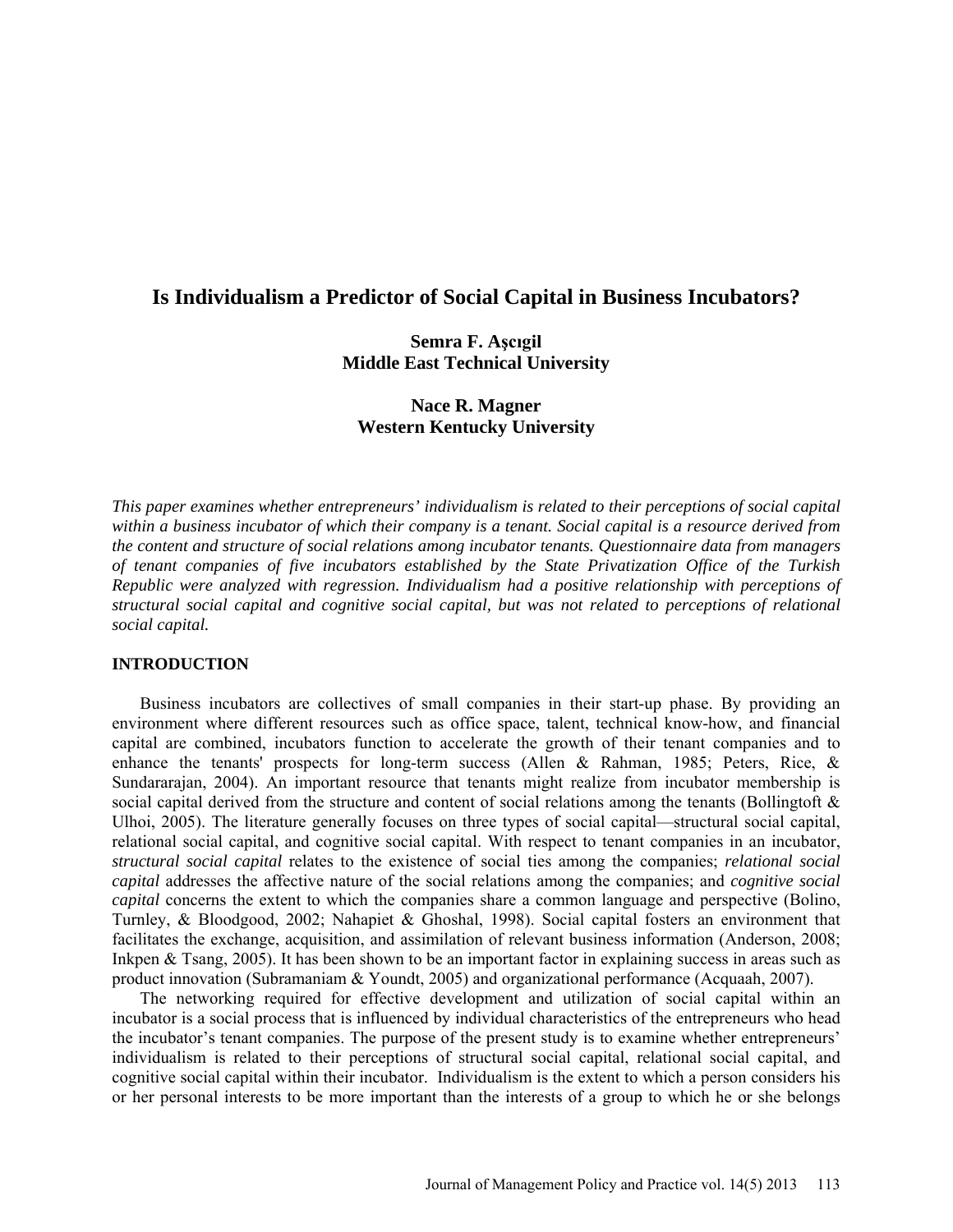# Is Individualism a Predictor of Social Capital in Business Incubators?

**Semra F. Aşcıgil**
**Middle East Technical University**

**Nace R. Magner**
**Western Kentucky University**

*This paper examines whether entrepreneurs' individualism is related to their perceptions of social capital within a business incubator of which their company is a tenant. Social capital is a resource derived from the content and structure of social relations among incubator tenants. Questionnaire data from managers of tenant companies of five incubators established by the State Privatization Office of the Turkish Republic were analyzed with regression. Individualism had a positive relationship with perceptions of structural social capital and cognitive social capital, but was not related to perceptions of relational social capital.*

## INTRODUCTION

Business incubators are collectives of small companies in their start-up phase. By providing an environment where different resources such as office space, talent, technical know-how, and financial capital are combined, incubators function to accelerate the growth of their tenant companies and to enhance the tenants' prospects for long-term success (Allen & Rahman, 1985; Peters, Rice, & Sundararajan, 2004). An important resource that tenants might realize from incubator membership is social capital derived from the structure and content of social relations among the tenants (Bollingtoft & Ulhoi, 2005). The literature generally focuses on three types of social capital—structural social capital, relational social capital, and cognitive social capital. With respect to tenant companies in an incubator, *structural social capital* relates to the existence of social ties among the companies; *relational social capital* addresses the affective nature of the social relations among the companies; and *cognitive social capital* concerns the extent to which the companies share a common language and perspective (Bolino, Turnley, & Bloodgood, 2002; Nahapiet & Ghoshal, 1998). Social capital fosters an environment that facilitates the exchange, acquisition, and assimilation of relevant business information (Anderson, 2008; Inkpen & Tsang, 2005). It has been shown to be an important factor in explaining success in areas such as product innovation (Subramaniam & Youndt, 2005) and organizational performance (Acquaah, 2007).

The networking required for effective development and utilization of social capital within an incubator is a social process that is influenced by individual characteristics of the entrepreneurs who head the incubator's tenant companies. The purpose of the present study is to examine whether entrepreneurs' individualism is related to their perceptions of structural social capital, relational social capital, and cognitive social capital within their incubator. Individualism is the extent to which a person considers his or her personal interests to be more important than the interests of a group to which he or she belongs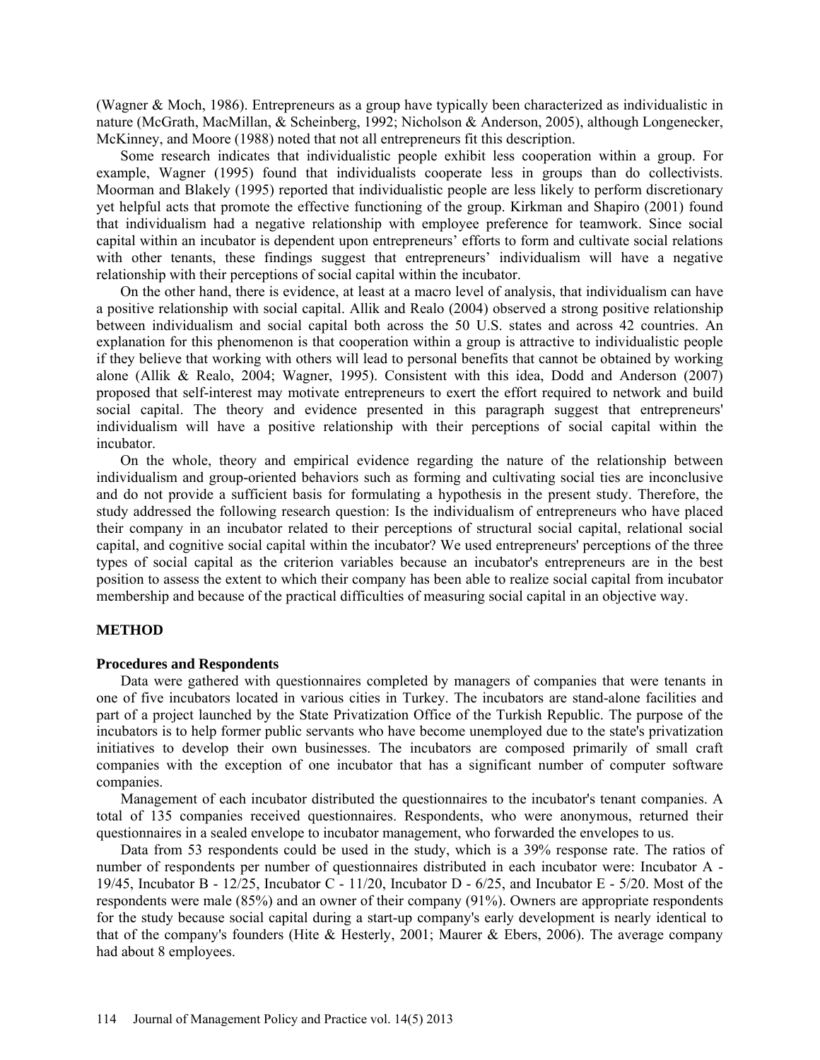(Wagner & Moch, 1986). Entrepreneurs as a group have typically been characterized as individualistic in nature (McGrath, MacMillan, & Scheinberg, 1992; Nicholson & Anderson, 2005), although Longenecker, McKinney, and Moore (1988) noted that not all entrepreneurs fit this description.

Some research indicates that individualistic people exhibit less cooperation within a group. For example, Wagner (1995) found that individualists cooperate less in groups than do collectivists. Moorman and Blakely (1995) reported that individualistic people are less likely to perform discretionary yet helpful acts that promote the effective functioning of the group. Kirkman and Shapiro (2001) found that individualism had a negative relationship with employee preference for teamwork. Since social capital within an incubator is dependent upon entrepreneurs' efforts to form and cultivate social relations with other tenants, these findings suggest that entrepreneurs' individualism will have a negative relationship with their perceptions of social capital within the incubator.

On the other hand, there is evidence, at least at a macro level of analysis, that individualism can have a positive relationship with social capital. Allik and Realo (2004) observed a strong positive relationship between individualism and social capital both across the 50 U.S. states and across 42 countries. An explanation for this phenomenon is that cooperation within a group is attractive to individualistic people if they believe that working with others will lead to personal benefits that cannot be obtained by working alone (Allik & Realo, 2004; Wagner, 1995). Consistent with this idea, Dodd and Anderson (2007) proposed that self-interest may motivate entrepreneurs to exert the effort required to network and build social capital. The theory and evidence presented in this paragraph suggest that entrepreneurs' individualism will have a positive relationship with their perceptions of social capital within the incubator.

On the whole, theory and empirical evidence regarding the nature of the relationship between individualism and group-oriented behaviors such as forming and cultivating social ties are inconclusive and do not provide a sufficient basis for formulating a hypothesis in the present study. Therefore, the study addressed the following research question: Is the individualism of entrepreneurs who have placed their company in an incubator related to their perceptions of structural social capital, relational social capital, and cognitive social capital within the incubator? We used entrepreneurs' perceptions of the three types of social capital as the criterion variables because an incubator's entrepreneurs are in the best position to assess the extent to which their company has been able to realize social capital from incubator membership and because of the practical difficulties of measuring social capital in an objective way.

## METHOD

### Procedures and Respondents

Data were gathered with questionnaires completed by managers of companies that were tenants in one of five incubators located in various cities in Turkey. The incubators are stand-alone facilities and part of a project launched by the State Privatization Office of the Turkish Republic. The purpose of the incubators is to help former public servants who have become unemployed due to the state's privatization initiatives to develop their own businesses. The incubators are composed primarily of small craft companies with the exception of one incubator that has a significant number of computer software companies.

Management of each incubator distributed the questionnaires to the incubator's tenant companies. A total of 135 companies received questionnaires. Respondents, who were anonymous, returned their questionnaires in a sealed envelope to incubator management, who forwarded the envelopes to us.

Data from 53 respondents could be used in the study, which is a 39% response rate. The ratios of number of respondents per number of questionnaires distributed in each incubator were: Incubator A - 19/45, Incubator B - 12/25, Incubator C - 11/20, Incubator D - 6/25, and Incubator E - 5/20. Most of the respondents were male (85%) and an owner of their company (91%). Owners are appropriate respondents for the study because social capital during a start-up company's early development is nearly identical to that of the company's founders (Hite & Hesterly, 2001; Maurer & Ebers, 2006). The average company had about 8 employees.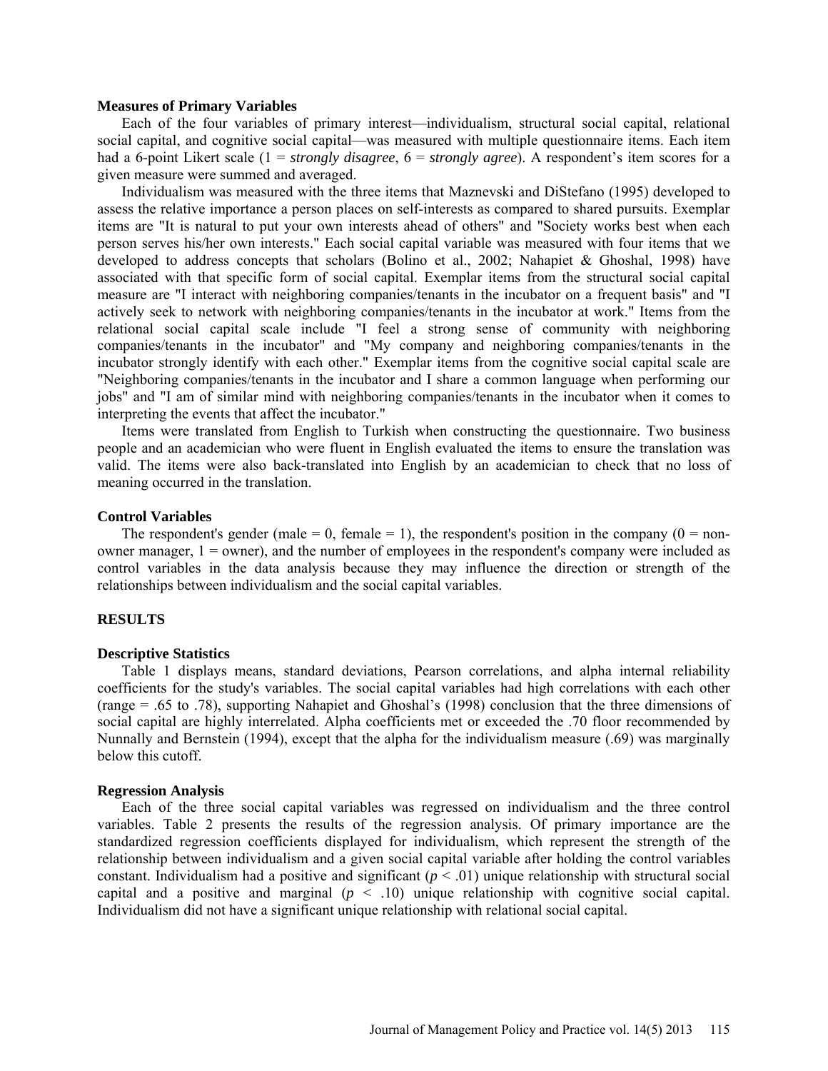### Measures of Primary Variables

Each of the four variables of primary interest—individualism, structural social capital, relational social capital, and cognitive social capital—was measured with multiple questionnaire items. Each item had a 6-point Likert scale (1 = *strongly disagree*, 6 = *strongly agree*). A respondent's item scores for a given measure were summed and averaged.

Individualism was measured with the three items that Maznevski and DiStefano (1995) developed to assess the relative importance a person places on self-interests as compared to shared pursuits. Exemplar items are "It is natural to put your own interests ahead of others" and "Society works best when each person serves his/her own interests." Each social capital variable was measured with four items that we developed to address concepts that scholars (Bolino et al., 2002; Nahapiet & Ghoshal, 1998) have associated with that specific form of social capital. Exemplar items from the structural social capital measure are "I interact with neighboring companies/tenants in the incubator on a frequent basis" and "I actively seek to network with neighboring companies/tenants in the incubator at work." Items from the relational social capital scale include "I feel a strong sense of community with neighboring companies/tenants in the incubator" and "My company and neighboring companies/tenants in the incubator strongly identify with each other." Exemplar items from the cognitive social capital scale are "Neighboring companies/tenants in the incubator and I share a common language when performing our jobs" and "I am of similar mind with neighboring companies/tenants in the incubator when it comes to interpreting the events that affect the incubator."

Items were translated from English to Turkish when constructing the questionnaire. Two business people and an academician who were fluent in English evaluated the items to ensure the translation was valid. The items were also back-translated into English by an academician to check that no loss of meaning occurred in the translation.

### Control Variables

The respondent's gender (male = 0, female = 1), the respondent's position in the company (0 = non-owner manager, 1 = owner), and the number of employees in the respondent's company were included as control variables in the data analysis because they may influence the direction or strength of the relationships between individualism and the social capital variables.

## RESULTS

### Descriptive Statistics

Table 1 displays means, standard deviations, Pearson correlations, and alpha internal reliability coefficients for the study's variables. The social capital variables had high correlations with each other (range = .65 to .78), supporting Nahapiet and Ghoshal's (1998) conclusion that the three dimensions of social capital are highly interrelated. Alpha coefficients met or exceeded the .70 floor recommended by Nunnally and Bernstein (1994), except that the alpha for the individualism measure (.69) was marginally below this cutoff.

### Regression Analysis

Each of the three social capital variables was regressed on individualism and the three control variables. Table 2 presents the results of the regression analysis. Of primary importance are the standardized regression coefficients displayed for individualism, which represent the strength of the relationship between individualism and a given social capital variable after holding the control variables constant. Individualism had a positive and significant ($p < .01$) unique relationship with structural social capital and a positive and marginal ($p < .10$) unique relationship with cognitive social capital. Individualism did not have a significant unique relationship with relational social capital.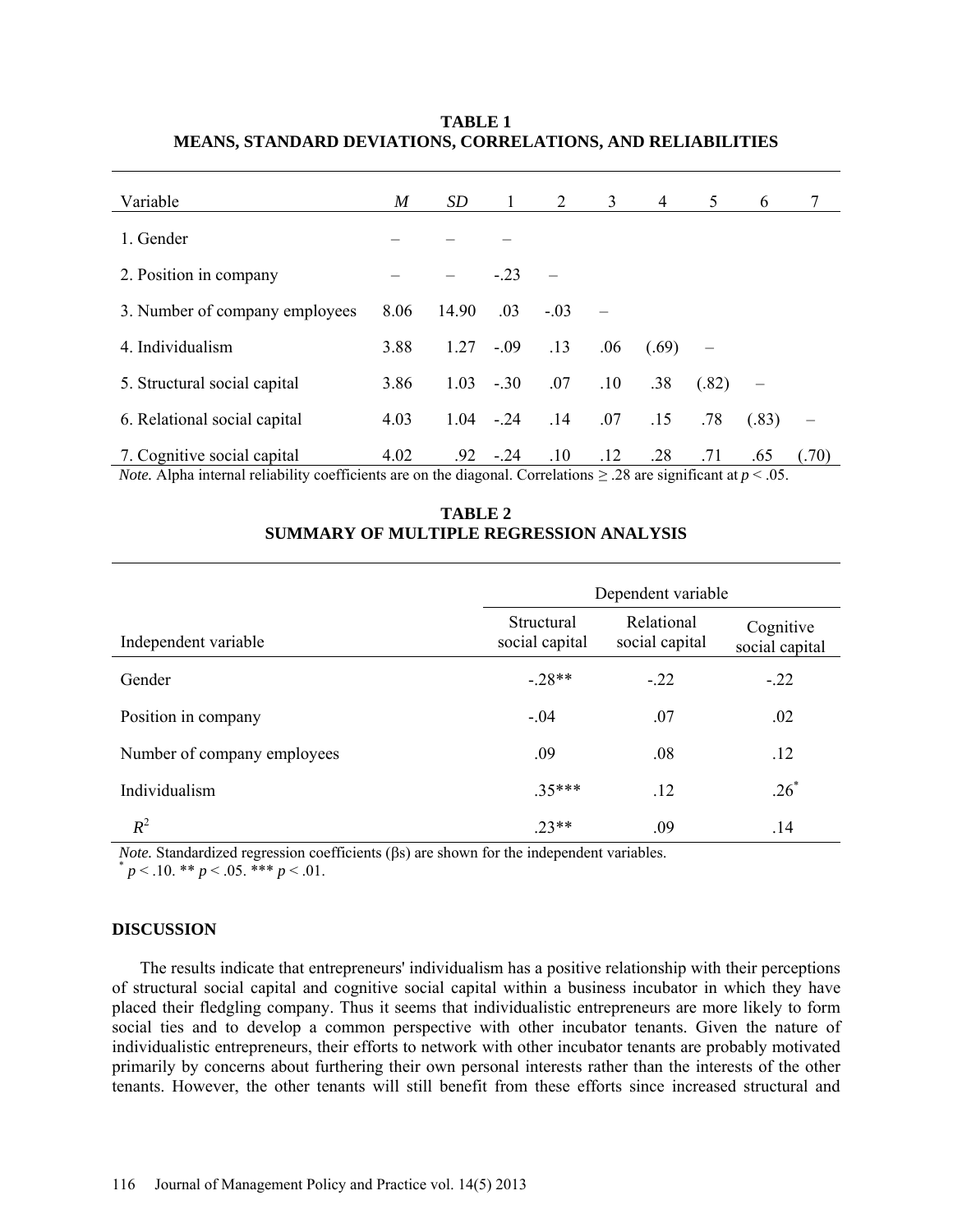**TABLE 1**
**MEANS, STANDARD DEVIATIONS, CORRELATIONS, AND RELIABILITIES**

| Variable | *M* | *SD* | 1 | 2 | 3 | 4 | 5 | 6 | 7 |
|---|---|---|---|---|---|---|---|---|---|
| 1. Gender | – | – | – | | | | | | |
| 2. Position in company | – | – | -.23 | – | | | | | |
| 3. Number of company employees | 8.06 | 14.90 | .03 | -.03 | – | | | | |
| 4. Individualism | 3.88 | 1.27 | -.09 | .13 | .06 | (.69) | – | | |
| 5. Structural social capital | 3.86 | 1.03 | -.30 | .07 | .10 | .38 | (.82) | – | |
| 6. Relational social capital | 4.03 | 1.04 | -.24 | .14 | .07 | .15 | .78 | (.83) | – |
| 7. Cognitive social capital | 4.02 | .92 | -.24 | .10 | .12 | .28 | .71 | .65 | (.70) |

*Note.* Alpha internal reliability coefficients are on the diagonal. Correlations ≥ .28 are significant at $p < .05$.

**TABLE 2**
**SUMMARY OF MULTIPLE REGRESSION ANALYSIS**

| | Dependent variable | | |
|---|---|---|---|
| Independent variable | Structural social capital | Relational social capital | Cognitive social capital |
| Gender | -.28** | -.22 | -.22 |
| Position in company | -.04 | .07 | .02 |
| Number of company employees | .09 | .08 | .12 |
| Individualism | .35*** | .12 | .26* |
| $R^2$ | .23** | .09 | .14 |

*Note.* Standardized regression coefficients (βs) are shown for the independent variables.
* $p < .10$. ** $p < .05$. *** $p < .01$.

## DISCUSSION

The results indicate that entrepreneurs' individualism has a positive relationship with their perceptions of structural social capital and cognitive social capital within a business incubator in which they have placed their fledgling company. Thus it seems that individualistic entrepreneurs are more likely to form social ties and to develop a common perspective with other incubator tenants. Given the nature of individualistic entrepreneurs, their efforts to network with other incubator tenants are probably motivated primarily by concerns about furthering their own personal interests rather than the interests of the other tenants. However, the other tenants will still benefit from these efforts since increased structural and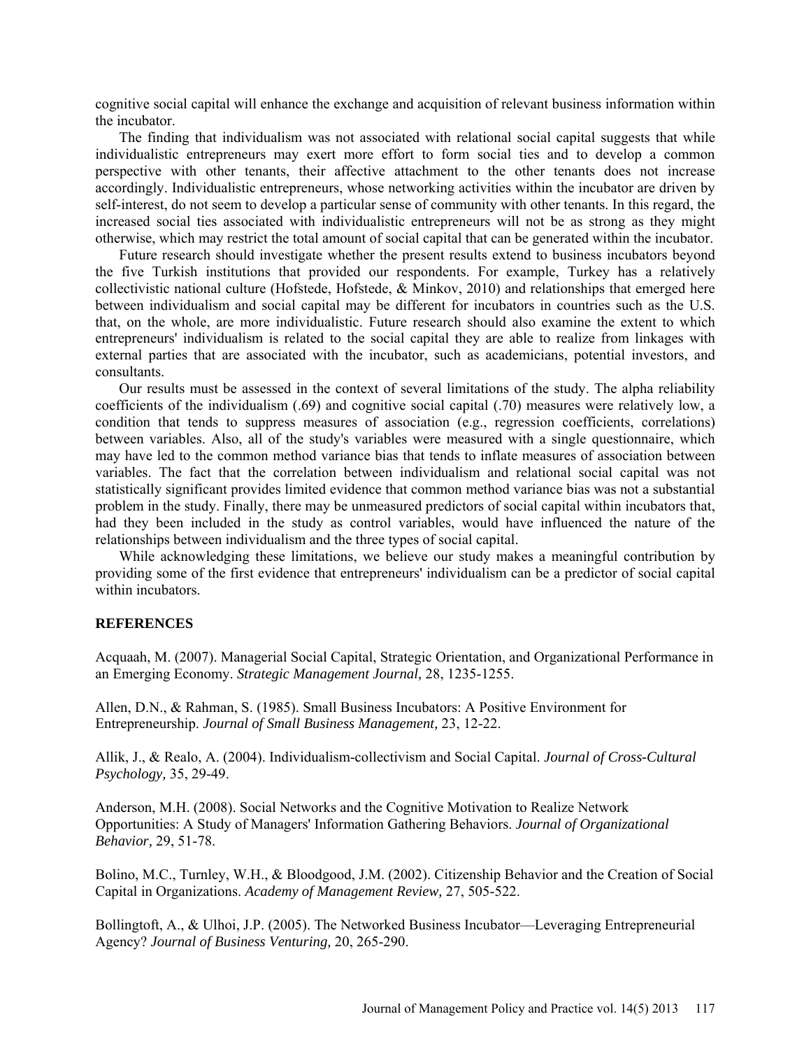cognitive social capital will enhance the exchange and acquisition of relevant business information within the incubator.

The finding that individualism was not associated with relational social capital suggests that while individualistic entrepreneurs may exert more effort to form social ties and to develop a common perspective with other tenants, their affective attachment to the other tenants does not increase accordingly. Individualistic entrepreneurs, whose networking activities within the incubator are driven by self-interest, do not seem to develop a particular sense of community with other tenants. In this regard, the increased social ties associated with individualistic entrepreneurs will not be as strong as they might otherwise, which may restrict the total amount of social capital that can be generated within the incubator.

Future research should investigate whether the present results extend to business incubators beyond the five Turkish institutions that provided our respondents. For example, Turkey has a relatively collectivistic national culture (Hofstede, Hofstede, & Minkov, 2010) and relationships that emerged here between individualism and social capital may be different for incubators in countries such as the U.S. that, on the whole, are more individualistic. Future research should also examine the extent to which entrepreneurs' individualism is related to the social capital they are able to realize from linkages with external parties that are associated with the incubator, such as academicians, potential investors, and consultants.

Our results must be assessed in the context of several limitations of the study. The alpha reliability coefficients of the individualism (.69) and cognitive social capital (.70) measures were relatively low, a condition that tends to suppress measures of association (e.g., regression coefficients, correlations) between variables. Also, all of the study's variables were measured with a single questionnaire, which may have led to the common method variance bias that tends to inflate measures of association between variables. The fact that the correlation between individualism and relational social capital was not statistically significant provides limited evidence that common method variance bias was not a substantial problem in the study. Finally, there may be unmeasured predictors of social capital within incubators that, had they been included in the study as control variables, would have influenced the nature of the relationships between individualism and the three types of social capital.

While acknowledging these limitations, we believe our study makes a meaningful contribution by providing some of the first evidence that entrepreneurs' individualism can be a predictor of social capital within incubators.

## REFERENCES

Acquaah, M. (2007). Managerial Social Capital, Strategic Orientation, and Organizational Performance in an Emerging Economy. *Strategic Management Journal,* 28, 1235-1255.

Allen, D.N., & Rahman, S. (1985). Small Business Incubators: A Positive Environment for Entrepreneurship. *Journal of Small Business Management,* 23, 12-22.

Allik, J., & Realo, A. (2004). Individualism-collectivism and Social Capital. *Journal of Cross-Cultural Psychology,* 35, 29-49.

Anderson, M.H. (2008). Social Networks and the Cognitive Motivation to Realize Network Opportunities: A Study of Managers' Information Gathering Behaviors. *Journal of Organizational Behavior,* 29, 51-78.

Bolino, M.C., Turnley, W.H., & Bloodgood, J.M. (2002). Citizenship Behavior and the Creation of Social Capital in Organizations. *Academy of Management Review,* 27, 505-522.

Bollingtoft, A., & Ulhoi, J.P. (2005). The Networked Business Incubator—Leveraging Entrepreneurial Agency? *Journal of Business Venturing,* 20, 265-290.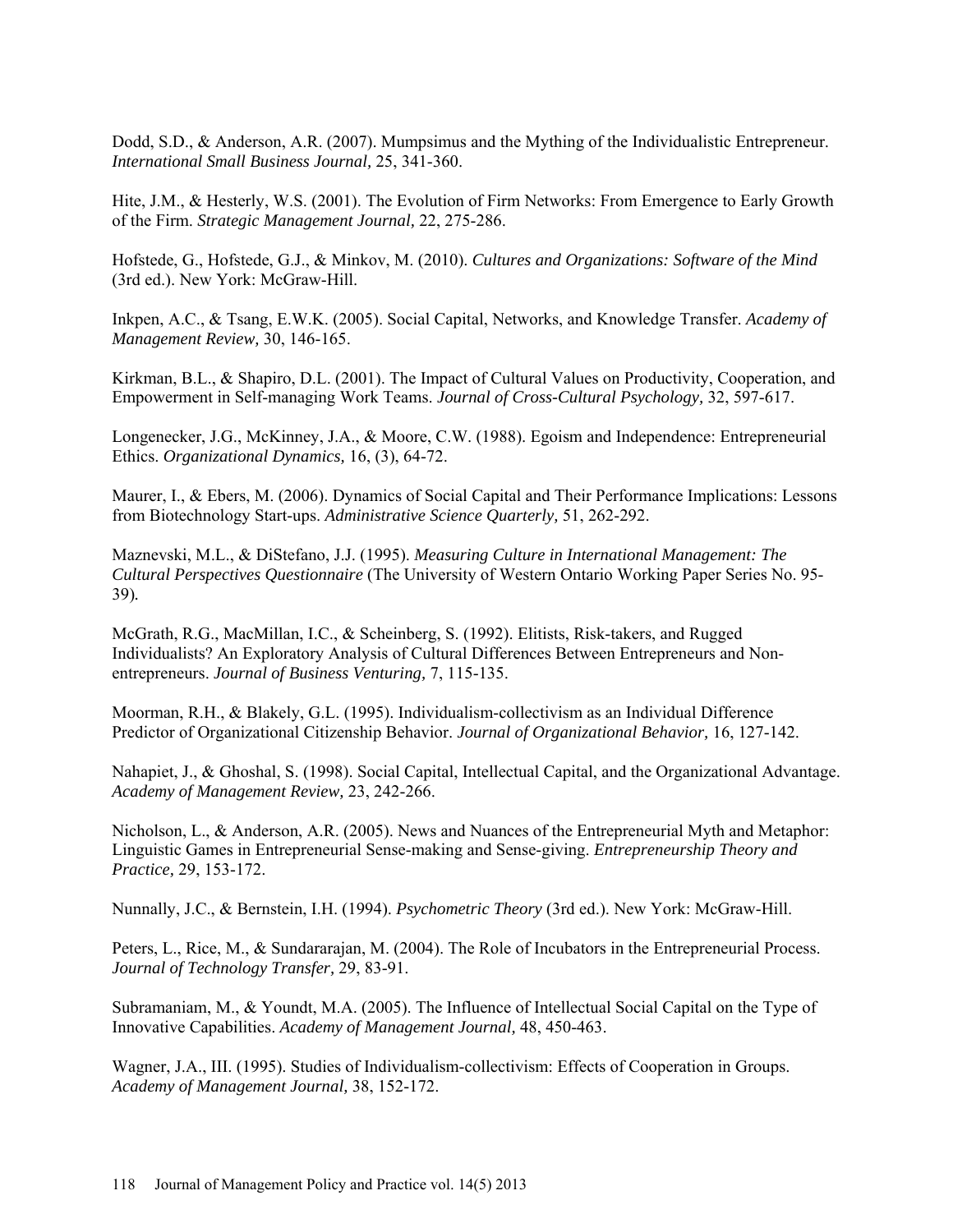Dodd, S.D., & Anderson, A.R. (2007). Mumpsimus and the Mything of the Individualistic Entrepreneur. *International Small Business Journal,* 25, 341-360.

Hite, J.M., & Hesterly, W.S. (2001). The Evolution of Firm Networks: From Emergence to Early Growth of the Firm. *Strategic Management Journal,* 22, 275-286.

Hofstede, G., Hofstede, G.J., & Minkov, M. (2010). *Cultures and Organizations: Software of the Mind* (3rd ed.). New York: McGraw-Hill.

Inkpen, A.C., & Tsang, E.W.K. (2005). Social Capital, Networks, and Knowledge Transfer. *Academy of Management Review,* 30, 146-165.

Kirkman, B.L., & Shapiro, D.L. (2001). The Impact of Cultural Values on Productivity, Cooperation, and Empowerment in Self-managing Work Teams. *Journal of Cross-Cultural Psychology,* 32, 597-617.

Longenecker, J.G., McKinney, J.A., & Moore, C.W. (1988). Egoism and Independence: Entrepreneurial Ethics. *Organizational Dynamics,* 16, (3), 64-72.

Maurer, I., & Ebers, M. (2006). Dynamics of Social Capital and Their Performance Implications: Lessons from Biotechnology Start-ups. *Administrative Science Quarterly,* 51, 262-292.

Maznevski, M.L., & DiStefano, J.J. (1995). *Measuring Culture in International Management: The Cultural Perspectives Questionnaire* (The University of Western Ontario Working Paper Series No. 95-39)*.*

McGrath, R.G., MacMillan, I.C., & Scheinberg, S. (1992). Elitists, Risk-takers, and Rugged Individualists? An Exploratory Analysis of Cultural Differences Between Entrepreneurs and Non-entrepreneurs. *Journal of Business Venturing,* 7, 115-135.

Moorman, R.H., & Blakely, G.L. (1995). Individualism-collectivism as an Individual Difference Predictor of Organizational Citizenship Behavior. *Journal of Organizational Behavior,* 16, 127-142.

Nahapiet, J., & Ghoshal, S. (1998). Social Capital, Intellectual Capital, and the Organizational Advantage. *Academy of Management Review,* 23, 242-266.

Nicholson, L., & Anderson, A.R. (2005). News and Nuances of the Entrepreneurial Myth and Metaphor: Linguistic Games in Entrepreneurial Sense-making and Sense-giving. *Entrepreneurship Theory and Practice,* 29, 153-172.

Nunnally, J.C., & Bernstein, I.H. (1994). *Psychometric Theory* (3rd ed.). New York: McGraw-Hill.

Peters, L., Rice, M., & Sundararajan, M. (2004). The Role of Incubators in the Entrepreneurial Process. *Journal of Technology Transfer,* 29, 83-91.

Subramaniam, M., & Youndt, M.A. (2005). The Influence of Intellectual Social Capital on the Type of Innovative Capabilities. *Academy of Management Journal,* 48, 450-463.

Wagner, J.A., III. (1995). Studies of Individualism-collectivism: Effects of Cooperation in Groups. *Academy of Management Journal,* 38, 152-172.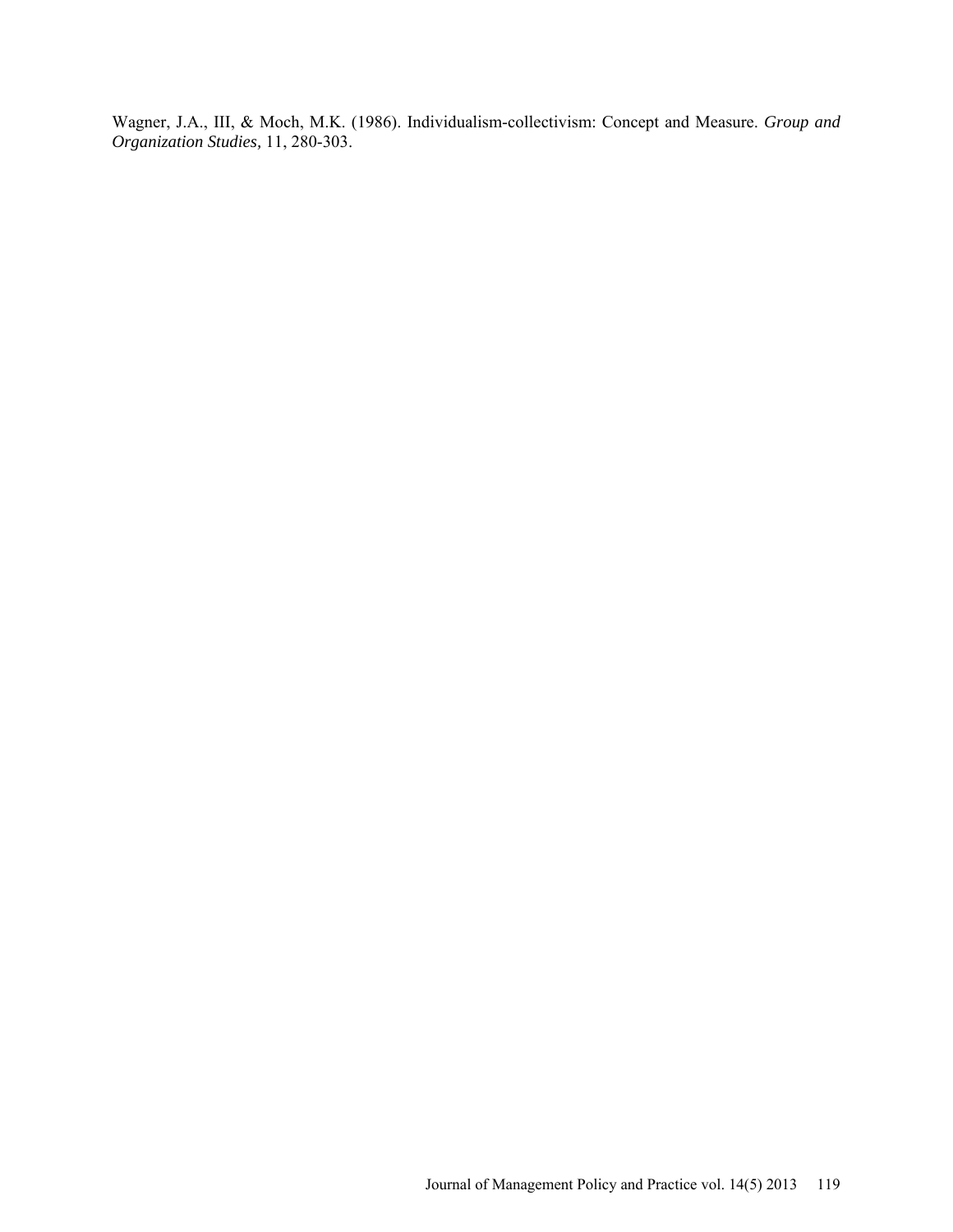Wagner, J.A., III, & Moch, M.K. (1986). Individualism-collectivism: Concept and Measure. *Group and Organization Studies,* 11, 280-303.